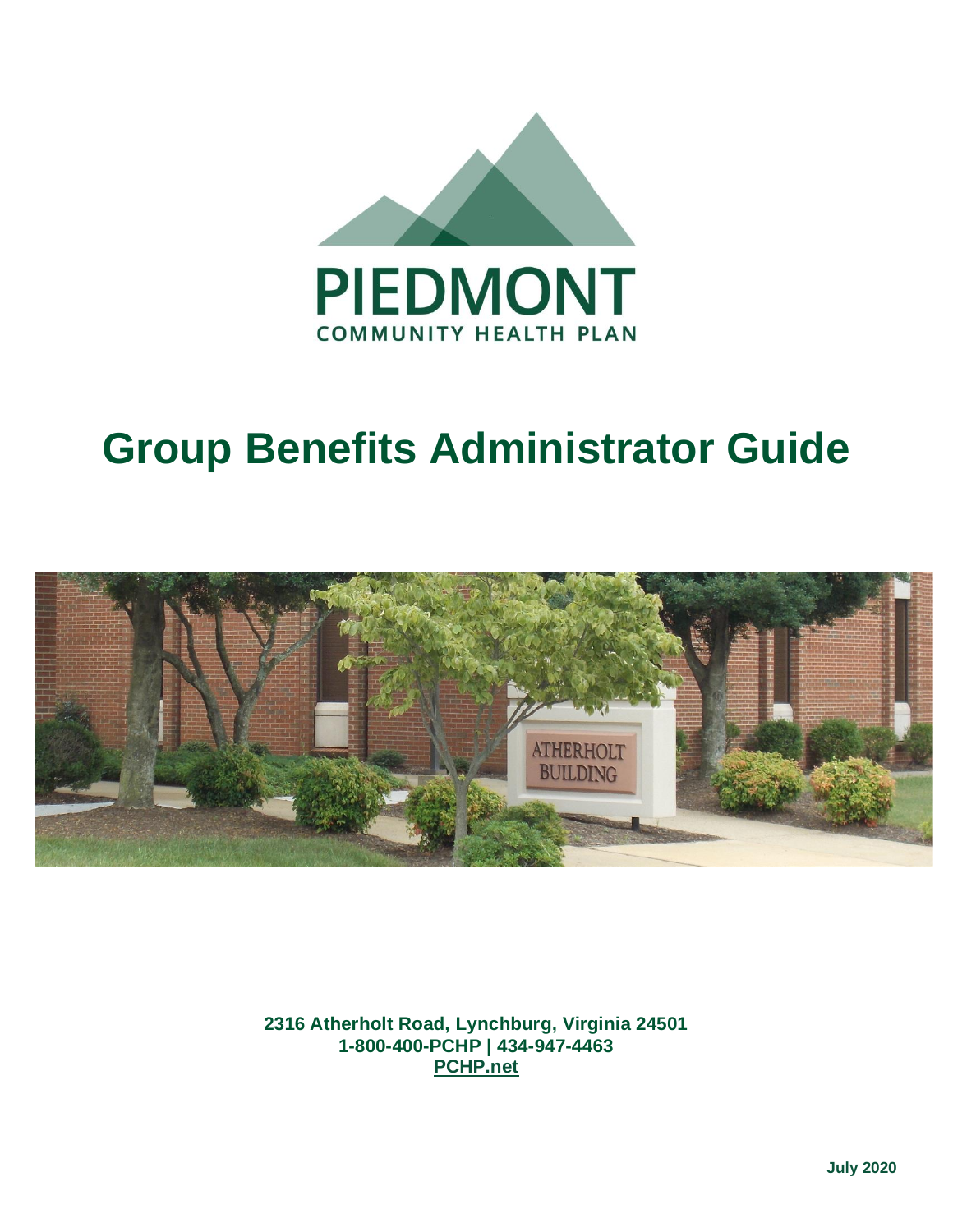PIEDMONT

COMMUNITY HEALTH PLAN

# Group Benefits Administrator Guide

**2316 Atherholt Road, Lynchburg, Virginia 24501**
**1-800-400-PCHP | 434-947-4463**
**PCHP.net**

**July 2020**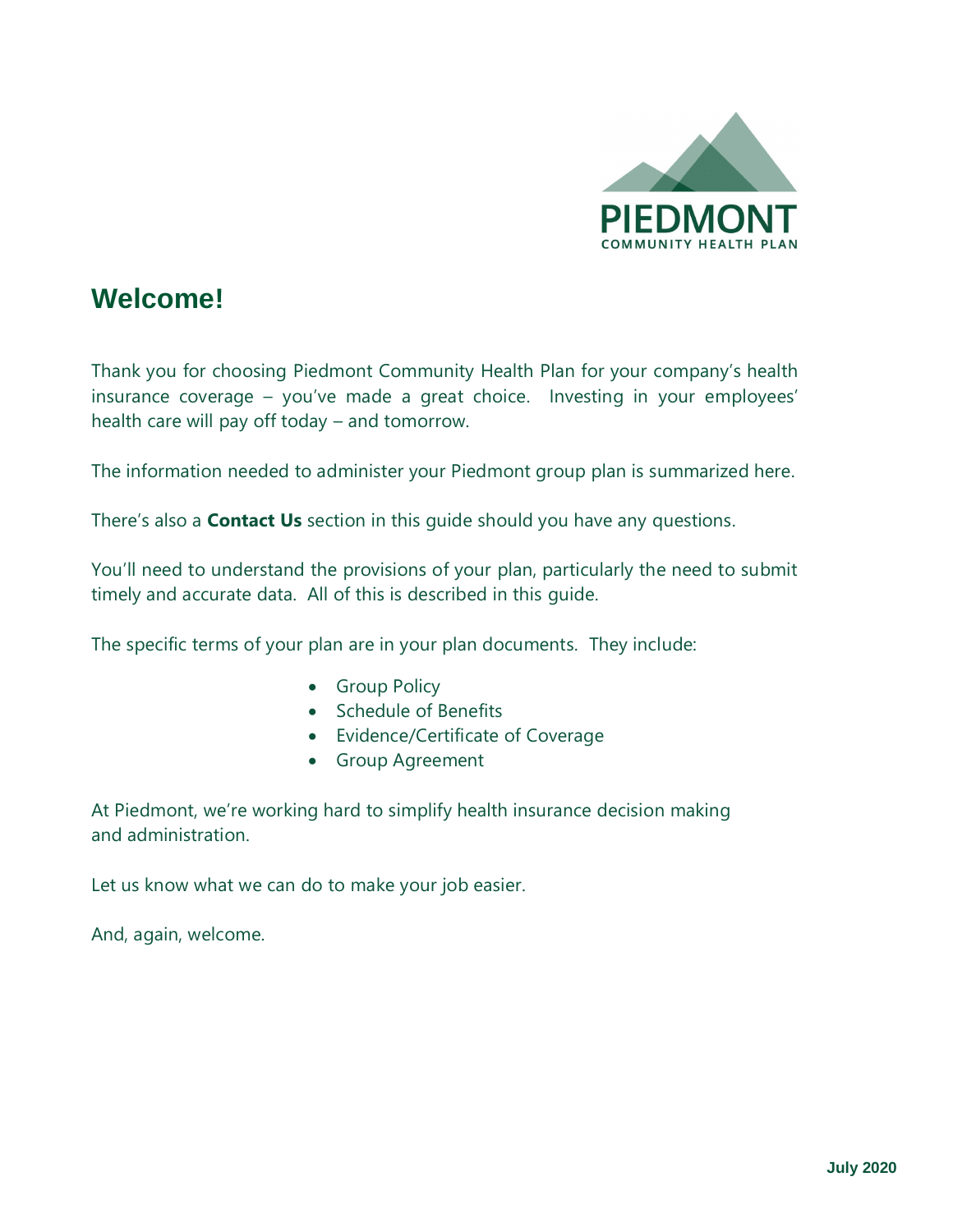# Welcome!

Thank you for choosing Piedmont Community Health Plan for your company's health insurance coverage – you've made a great choice. Investing in your employees' health care will pay off today – and tomorrow.

The information needed to administer your Piedmont group plan is summarized here.

There's also a **Contact Us** section in this guide should you have any questions.

You'll need to understand the provisions of your plan, particularly the need to submit timely and accurate data. All of this is described in this guide.

The specific terms of your plan are in your plan documents. They include:

- Group Policy
- Schedule of Benefits
- Evidence/Certificate of Coverage
- Group Agreement

At Piedmont, we're working hard to simplify health insurance decision making and administration.

Let us know what we can do to make your job easier.

And, again, welcome.

**July 2020**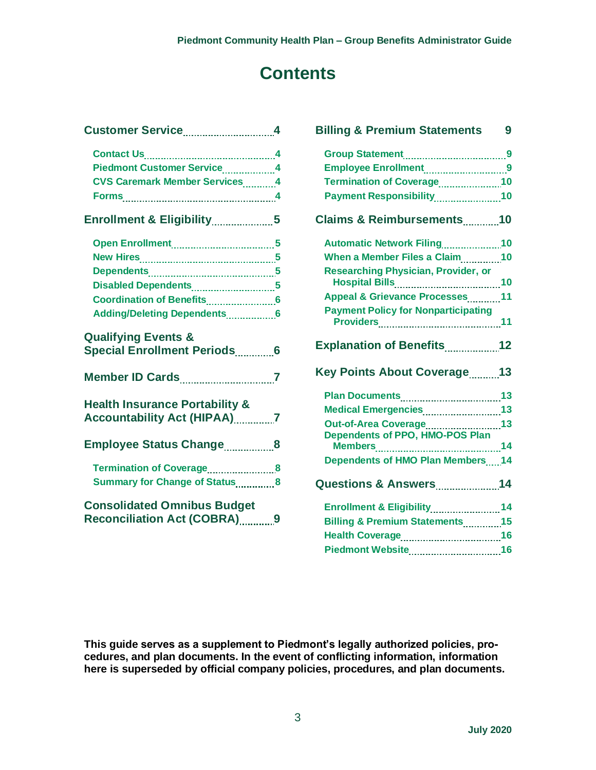# Contents

- **Customer Service** ... 4
  - Contact Us ... 4
  - Piedmont Customer Service ... 4
  - CVS Caremark Member Services ... 4
  - Forms ... 4
- **Enrollment & Eligibility** ... 5
  - Open Enrollment ... 5
  - New Hires ... 5
  - Dependents ... 5
  - Disabled Dependents ... 5
  - Coordination of Benefits ... 6
  - Adding/Deleting Dependents ... 6
- **Qualifying Events & Special Enrollment Periods** ... 6
- **Member ID Cards** ... 7
- **Health Insurance Portability & Accountability Act (HIPAA)** ... 7
- **Employee Status Change** ... 8
  - Termination of Coverage ... 8
  - Summary for Change of Status ... 8
- **Consolidated Omnibus Budget Reconciliation Act (COBRA)** ... 9
- **Billing & Premium Statements** ... 9
  - Group Statement ... 9
  - Employee Enrollment ... 9
  - Termination of Coverage ... 10
  - Payment Responsibility ... 10
- **Claims & Reimbursements** ... 10
  - Automatic Network Filing ... 10
  - When a Member Files a Claim ... 10
  - Researching Physician, Provider, or Hospital Bills ... 10
  - Appeal & Grievance Processes ... 11
  - Payment Policy for Nonparticipating Providers ... 11
- **Explanation of Benefits** ... 12
- **Key Points About Coverage** ... 13
  - Plan Documents ... 13
  - Medical Emergencies ... 13
  - Out-of-Area Coverage ... 13
  - Dependents of PPO, HMO-POS Plan Members ... 14
  - Dependents of HMO Plan Members ... 14
- **Questions & Answers** ... 14
  - Enrollment & Eligibility ... 14
  - Billing & Premium Statements ... 15
  - Health Coverage ... 16
  - Piedmont Website ... 16

**This guide serves as a supplement to Piedmont's legally authorized policies, procedures, and plan documents. In the event of conflicting information, information here is superseded by official company policies, procedures, and plan documents.**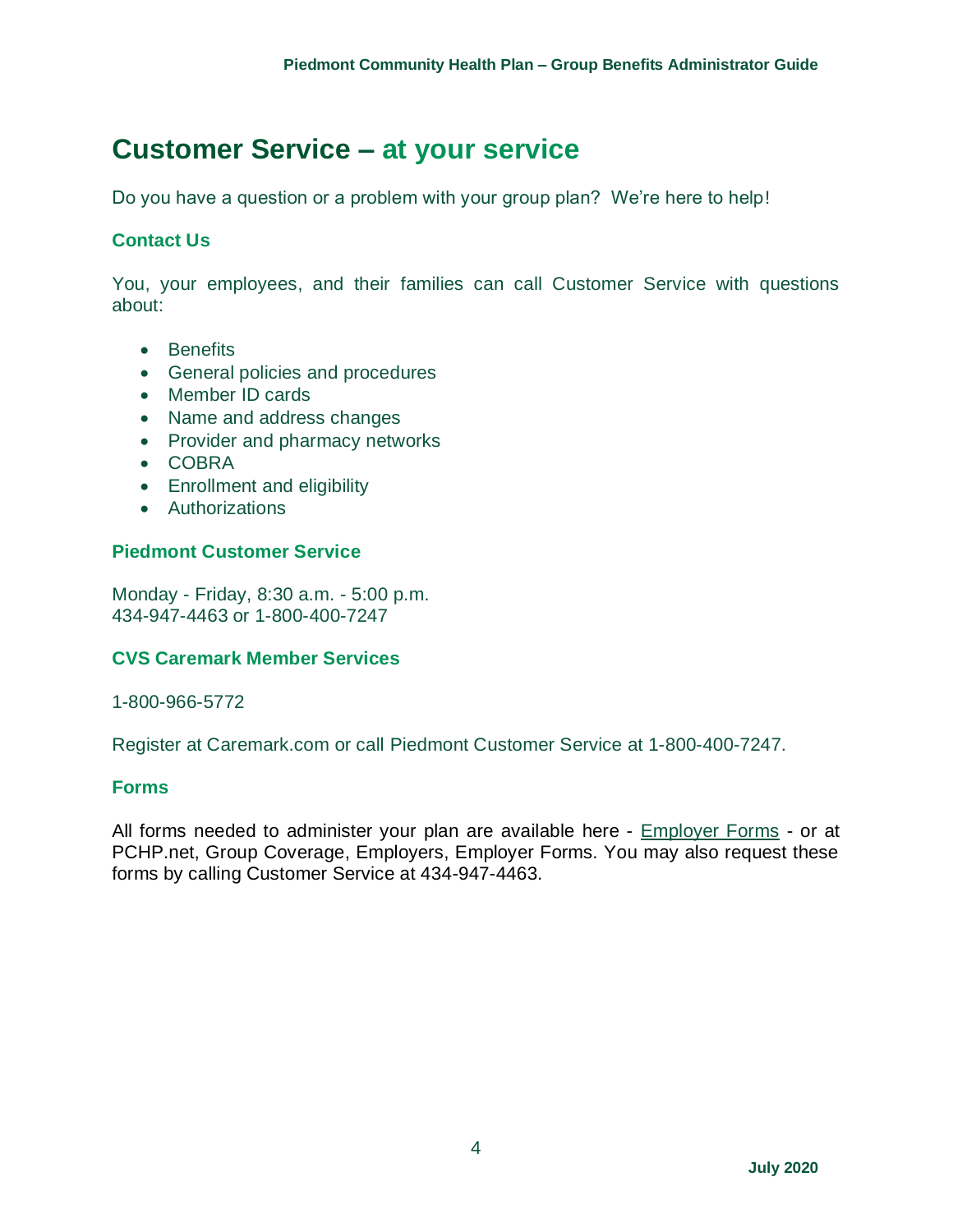# Customer Service – at your service

Do you have a question or a problem with your group plan? We're here to help!

## Contact Us

You, your employees, and their families can call Customer Service with questions about:

- Benefits
- General policies and procedures
- Member ID cards
- Name and address changes
- Provider and pharmacy networks
- COBRA
- Enrollment and eligibility
- Authorizations

## Piedmont Customer Service

Monday - Friday, 8:30 a.m. - 5:00 p.m.
434-947-4463 or 1-800-400-7247

## CVS Caremark Member Services

1-800-966-5772

Register at Caremark.com or call Piedmont Customer Service at 1-800-400-7247.

## Forms

All forms needed to administer your plan are available here - Employer Forms - or at PCHP.net, Group Coverage, Employers, Employer Forms. You may also request these forms by calling Customer Service at 434-947-4463.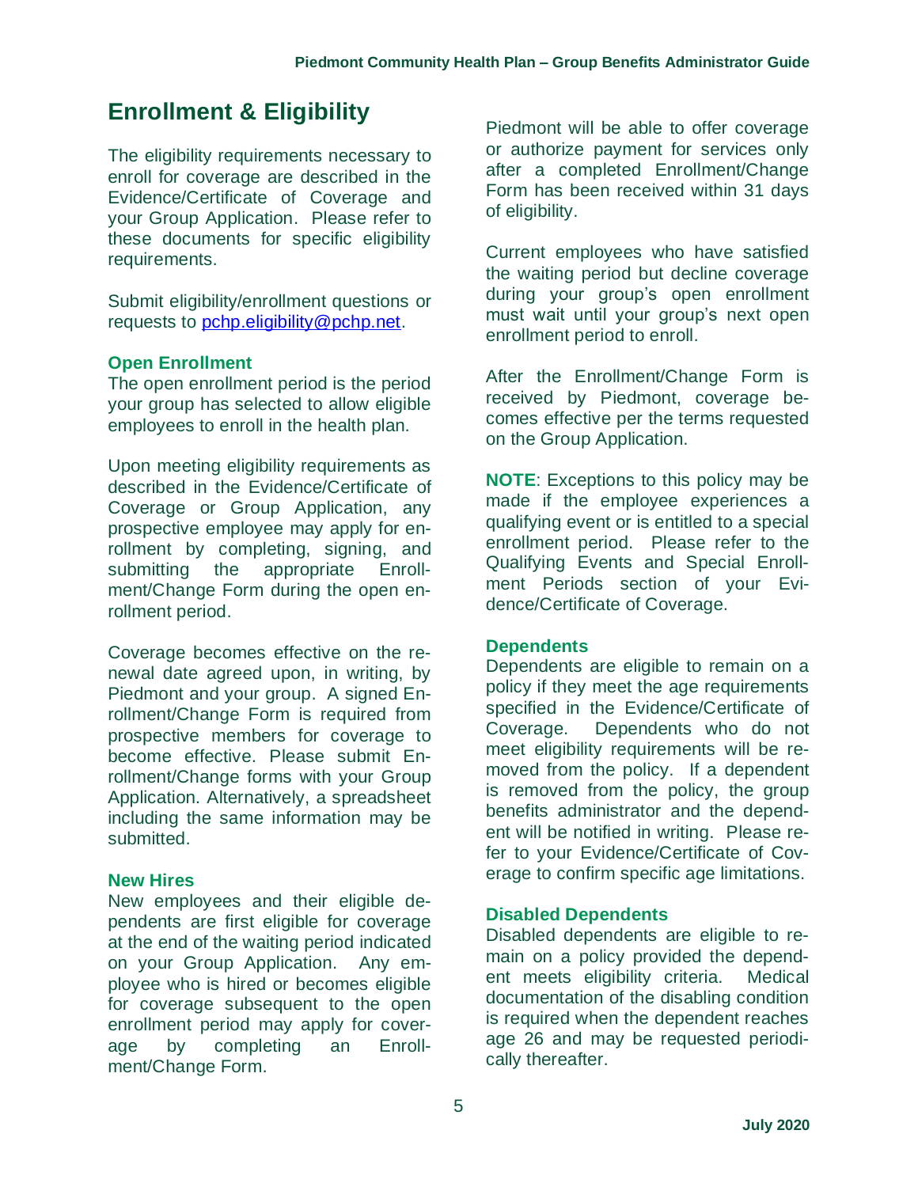# Enrollment & Eligibility

The eligibility requirements necessary to enroll for coverage are described in the Evidence/Certificate of Coverage and your Group Application. Please refer to these documents for specific eligibility requirements.

Submit eligibility/enrollment questions or requests to pchp.eligibility@pchp.net.

### Open Enrollment

The open enrollment period is the period your group has selected to allow eligible employees to enroll in the health plan.

Upon meeting eligibility requirements as described in the Evidence/Certificate of Coverage or Group Application, any prospective employee may apply for enrollment by completing, signing, and submitting the appropriate Enrollment/Change Form during the open enrollment period.

Coverage becomes effective on the renewal date agreed upon, in writing, by Piedmont and your group. A signed Enrollment/Change Form is required from prospective members for coverage to become effective. Please submit Enrollment/Change forms with your Group Application. Alternatively, a spreadsheet including the same information may be submitted.

### New Hires

New employees and their eligible dependents are first eligible for coverage at the end of the waiting period indicated on your Group Application. Any employee who is hired or becomes eligible for coverage subsequent to the open enrollment period may apply for coverage by completing an Enrollment/Change Form.

Piedmont will be able to offer coverage or authorize payment for services only after a completed Enrollment/Change Form has been received within 31 days of eligibility.

Current employees who have satisfied the waiting period but decline coverage during your group's open enrollment must wait until your group's next open enrollment period to enroll.

After the Enrollment/Change Form is received by Piedmont, coverage becomes effective per the terms requested on the Group Application.

**NOTE**: Exceptions to this policy may be made if the employee experiences a qualifying event or is entitled to a special enrollment period. Please refer to the Qualifying Events and Special Enrollment Periods section of your Evidence/Certificate of Coverage.

### Dependents

Dependents are eligible to remain on a policy if they meet the age requirements specified in the Evidence/Certificate of Coverage. Dependents who do not meet eligibility requirements will be removed from the policy. If a dependent is removed from the policy, the group benefits administrator and the dependent will be notified in writing. Please refer to your Evidence/Certificate of Coverage to confirm specific age limitations.

### Disabled Dependents

Disabled dependents are eligible to remain on a policy provided the dependent meets eligibility criteria. Medical documentation of the disabling condition is required when the dependent reaches age 26 and may be requested periodically thereafter.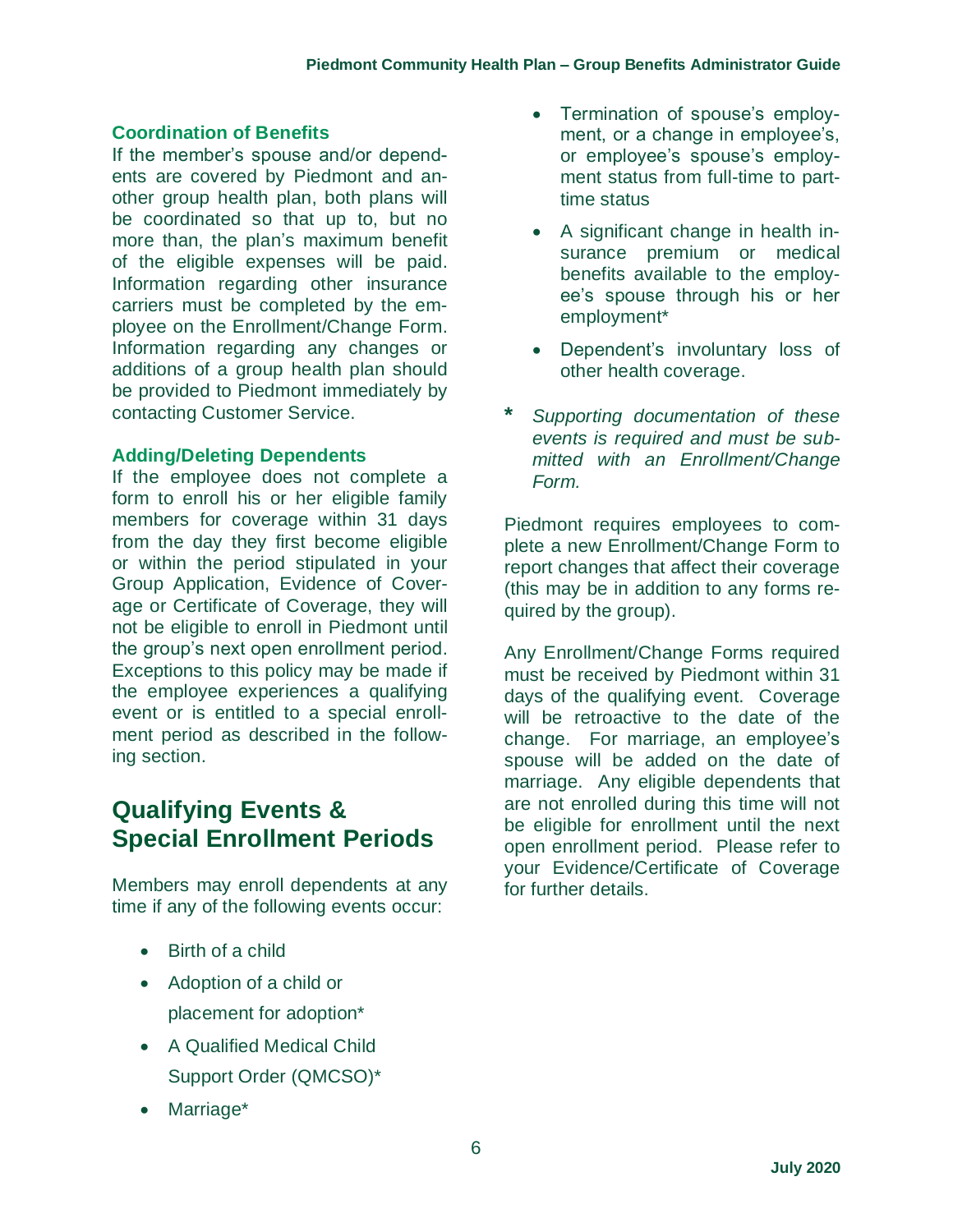### Coordination of Benefits

If the member's spouse and/or dependents are covered by Piedmont and another group health plan, both plans will be coordinated so that up to, but no more than, the plan's maximum benefit of the eligible expenses will be paid. Information regarding other insurance carriers must be completed by the employee on the Enrollment/Change Form. Information regarding any changes or additions of a group health plan should be provided to Piedmont immediately by contacting Customer Service.

### Adding/Deleting Dependents

If the employee does not complete a form to enroll his or her eligible family members for coverage within 31 days from the day they first become eligible or within the period stipulated in your Group Application, Evidence of Coverage or Certificate of Coverage, they will not be eligible to enroll in Piedmont until the group's next open enrollment period. Exceptions to this policy may be made if the employee experiences a qualifying event or is entitled to a special enrollment period as described in the following section.

## Qualifying Events & Special Enrollment Periods

Members may enroll dependents at any time if any of the following events occur:

- Birth of a child
- Adoption of a child or placement for adoption*
- A Qualified Medical Child Support Order (QMCSO)*
- Marriage*
- Termination of spouse's employment, or a change in employee's, or employee's spouse's employment status from full-time to part-time status
- A significant change in health insurance premium or medical benefits available to the employee's spouse through his or her employment*
- Dependent's involuntary loss of other health coverage.

**\*** *Supporting documentation of these events is required and must be submitted with an Enrollment/Change Form.*

Piedmont requires employees to complete a new Enrollment/Change Form to report changes that affect their coverage (this may be in addition to any forms required by the group).

Any Enrollment/Change Forms required must be received by Piedmont within 31 days of the qualifying event. Coverage will be retroactive to the date of the change. For marriage, an employee's spouse will be added on the date of marriage. Any eligible dependents that are not enrolled during this time will not be eligible for enrollment until the next open enrollment period. Please refer to your Evidence/Certificate of Coverage for further details.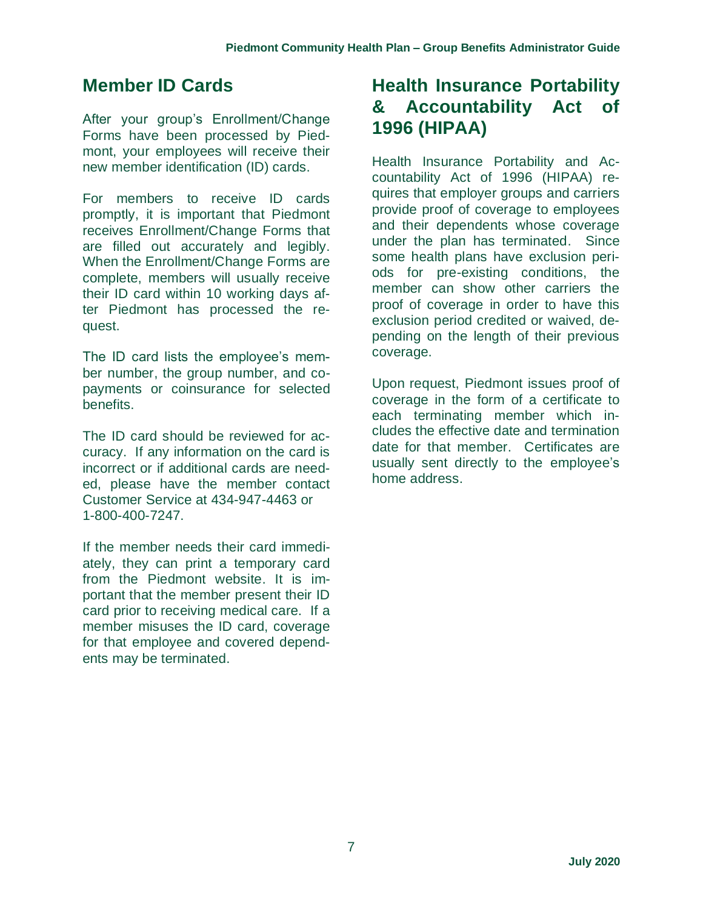## Member ID Cards

After your group's Enrollment/Change Forms have been processed by Piedmont, your employees will receive their new member identification (ID) cards.

For members to receive ID cards promptly, it is important that Piedmont receives Enrollment/Change Forms that are filled out accurately and legibly. When the Enrollment/Change Forms are complete, members will usually receive their ID card within 10 working days after Piedmont has processed the request.

The ID card lists the employee's member number, the group number, and copayments or coinsurance for selected benefits.

The ID card should be reviewed for accuracy. If any information on the card is incorrect or if additional cards are needed, please have the member contact Customer Service at 434-947-4463 or 1-800-400-7247.

If the member needs their card immediately, they can print a temporary card from the Piedmont website. It is important that the member present their ID card prior to receiving medical care. If a member misuses the ID card, coverage for that employee and covered dependents may be terminated.

## Health Insurance Portability & Accountability Act of 1996 (HIPAA)

Health Insurance Portability and Accountability Act of 1996 (HIPAA) requires that employer groups and carriers provide proof of coverage to employees and their dependents whose coverage under the plan has terminated. Since some health plans have exclusion periods for pre-existing conditions, the member can show other carriers the proof of coverage in order to have this exclusion period credited or waived, depending on the length of their previous coverage.

Upon request, Piedmont issues proof of coverage in the form of a certificate to each terminating member which includes the effective date and termination date for that member. Certificates are usually sent directly to the employee's home address.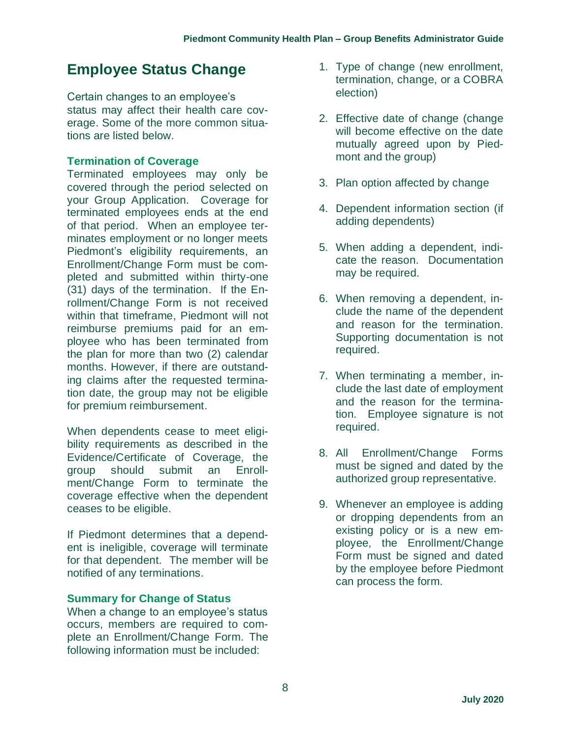# Employee Status Change

Certain changes to an employee's status may affect their health care coverage. Some of the more common situations are listed below.

### Termination of Coverage

Terminated employees may only be covered through the period selected on your Group Application. Coverage for terminated employees ends at the end of that period. When an employee terminates employment or no longer meets Piedmont's eligibility requirements, an Enrollment/Change Form must be completed and submitted within thirty-one (31) days of the termination. If the Enrollment/Change Form is not received within that timeframe, Piedmont will not reimburse premiums paid for an employee who has been terminated from the plan for more than two (2) calendar months. However, if there are outstanding claims after the requested termination date, the group may not be eligible for premium reimbursement.

When dependents cease to meet eligibility requirements as described in the Evidence/Certificate of Coverage, the group should submit an Enrollment/Change Form to terminate the coverage effective when the dependent ceases to be eligible.

If Piedmont determines that a dependent is ineligible, coverage will terminate for that dependent. The member will be notified of any terminations.

### Summary for Change of Status

When a change to an employee's status occurs, members are required to complete an Enrollment/Change Form. The following information must be included:

1. Type of change (new enrollment, termination, change, or a COBRA election)
2. Effective date of change (change will become effective on the date mutually agreed upon by Piedmont and the group)
3. Plan option affected by change
4. Dependent information section (if adding dependents)
5. When adding a dependent, indicate the reason. Documentation may be required.
6. When removing a dependent, include the name of the dependent and reason for the termination. Supporting documentation is not required.
7. When terminating a member, include the last date of employment and the reason for the termination. Employee signature is not required.
8. All Enrollment/Change Forms must be signed and dated by the authorized group representative.
9. Whenever an employee is adding or dropping dependents from an existing policy or is a new employee, the Enrollment/Change Form must be signed and dated by the employee before Piedmont can process the form.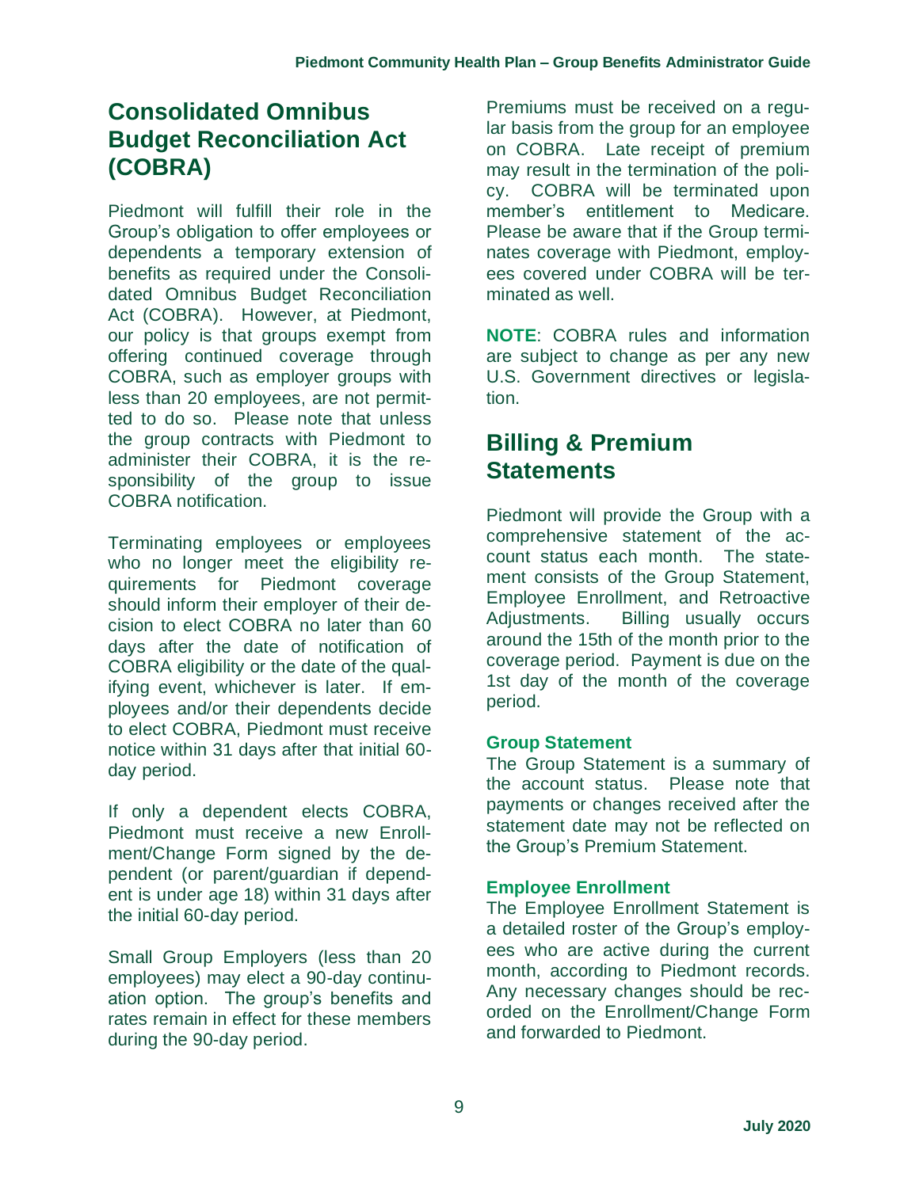## Consolidated Omnibus Budget Reconciliation Act (COBRA)

Piedmont will fulfill their role in the Group's obligation to offer employees or dependents a temporary extension of benefits as required under the Consolidated Omnibus Budget Reconciliation Act (COBRA). However, at Piedmont, our policy is that groups exempt from offering continued coverage through COBRA, such as employer groups with less than 20 employees, are not permitted to do so. Please note that unless the group contracts with Piedmont to administer their COBRA, it is the responsibility of the group to issue COBRA notification.

Terminating employees or employees who no longer meet the eligibility requirements for Piedmont coverage should inform their employer of their decision to elect COBRA no later than 60 days after the date of notification of COBRA eligibility or the date of the qualifying event, whichever is later. If employees and/or their dependents decide to elect COBRA, Piedmont must receive notice within 31 days after that initial 60-day period.

If only a dependent elects COBRA, Piedmont must receive a new Enrollment/Change Form signed by the dependent (or parent/guardian if dependent is under age 18) within 31 days after the initial 60-day period.

Small Group Employers (less than 20 employees) may elect a 90-day continuation option. The group's benefits and rates remain in effect for these members during the 90-day period.

Premiums must be received on a regular basis from the group for an employee on COBRA. Late receipt of premium may result in the termination of the policy. COBRA will be terminated upon member's entitlement to Medicare. Please be aware that if the Group terminates coverage with Piedmont, employees covered under COBRA will be terminated as well.

**NOTE**: COBRA rules and information are subject to change as per any new U.S. Government directives or legislation.

## Billing & Premium Statements

Piedmont will provide the Group with a comprehensive statement of the account status each month. The statement consists of the Group Statement, Employee Enrollment, and Retroactive Adjustments. Billing usually occurs around the 15th of the month prior to the coverage period. Payment is due on the 1st day of the month of the coverage period.

### Group Statement

The Group Statement is a summary of the account status. Please note that payments or changes received after the statement date may not be reflected on the Group's Premium Statement.

### Employee Enrollment

The Employee Enrollment Statement is a detailed roster of the Group's employees who are active during the current month, according to Piedmont records. Any necessary changes should be recorded on the Enrollment/Change Form and forwarded to Piedmont.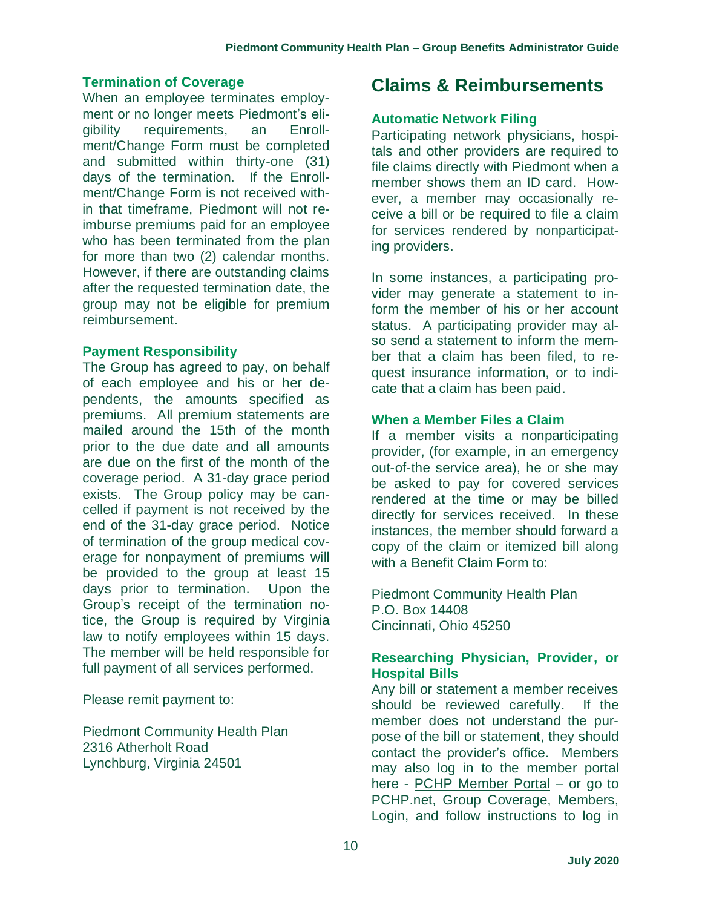### Termination of Coverage

When an employee terminates employment or no longer meets Piedmont's eligibility requirements, an Enrollment/Change Form must be completed and submitted within thirty-one (31) days of the termination. If the Enrollment/Change Form is not received within that timeframe, Piedmont will not reimburse premiums paid for an employee who has been terminated from the plan for more than two (2) calendar months. However, if there are outstanding claims after the requested termination date, the group may not be eligible for premium reimbursement.

### Payment Responsibility

The Group has agreed to pay, on behalf of each employee and his or her dependents, the amounts specified as premiums. All premium statements are mailed around the 15th of the month prior to the due date and all amounts are due on the first of the month of the coverage period. A 31-day grace period exists. The Group policy may be cancelled if payment is not received by the end of the 31-day grace period. Notice of termination of the group medical coverage for nonpayment of premiums will be provided to the group at least 15 days prior to termination. Upon the Group's receipt of the termination notice, the Group is required by Virginia law to notify employees within 15 days. The member will be held responsible for full payment of all services performed.

Please remit payment to:

Piedmont Community Health Plan
2316 Atherholt Road
Lynchburg, Virginia 24501

## Claims & Reimbursements

### Automatic Network Filing

Participating network physicians, hospitals and other providers are required to file claims directly with Piedmont when a member shows them an ID card. However, a member may occasionally receive a bill or be required to file a claim for services rendered by nonparticipating providers.

In some instances, a participating provider may generate a statement to inform the member of his or her account status. A participating provider may also send a statement to inform the member that a claim has been filed, to request insurance information, or to indicate that a claim has been paid.

### When a Member Files a Claim

If a member visits a nonparticipating provider, (for example, in an emergency out-of-the service area), he or she may be asked to pay for covered services rendered at the time or may be billed directly for services received. In these instances, the member should forward a copy of the claim or itemized bill along with a Benefit Claim Form to:

Piedmont Community Health Plan
P.O. Box 14408
Cincinnati, Ohio 45250

### Researching Physician, Provider, or Hospital Bills

Any bill or statement a member receives should be reviewed carefully. If the member does not understand the purpose of the bill or statement, they should contact the provider's office. Members may also log in to the member portal here - PCHP Member Portal – or go to PCHP.net, Group Coverage, Members, Login, and follow instructions to log in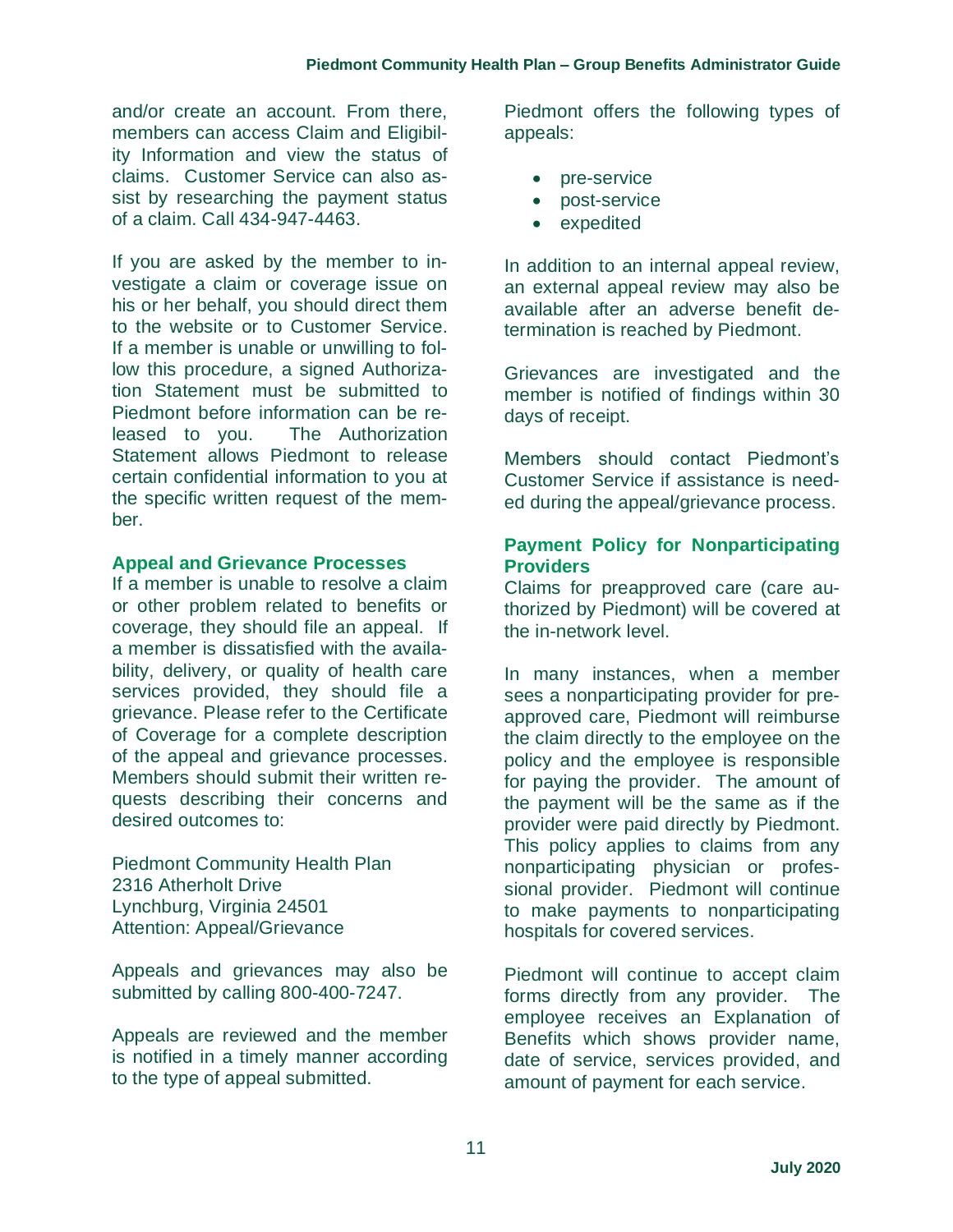and/or create an account. From there, members can access Claim and Eligibility Information and view the status of claims. Customer Service can also assist by researching the payment status of a claim. Call 434-947-4463.

If you are asked by the member to investigate a claim or coverage issue on his or her behalf, you should direct them to the website or to Customer Service. If a member is unable or unwilling to follow this procedure, a signed Authorization Statement must be submitted to Piedmont before information can be released to you. The Authorization Statement allows Piedmont to release certain confidential information to you at the specific written request of the member.

### Appeal and Grievance Processes

If a member is unable to resolve a claim or other problem related to benefits or coverage, they should file an appeal. If a member is dissatisfied with the availability, delivery, or quality of health care services provided, they should file a grievance. Please refer to the Certificate of Coverage for a complete description of the appeal and grievance processes. Members should submit their written requests describing their concerns and desired outcomes to:

Piedmont Community Health Plan
2316 Atherholt Drive
Lynchburg, Virginia 24501
Attention: Appeal/Grievance

Appeals and grievances may also be submitted by calling 800-400-7247.

Appeals are reviewed and the member is notified in a timely manner according to the type of appeal submitted.

Piedmont offers the following types of appeals:

- pre-service
- post-service
- expedited

In addition to an internal appeal review, an external appeal review may also be available after an adverse benefit determination is reached by Piedmont.

Grievances are investigated and the member is notified of findings within 30 days of receipt.

Members should contact Piedmont's Customer Service if assistance is needed during the appeal/grievance process.

### Payment Policy for Nonparticipating Providers

Claims for preapproved care (care authorized by Piedmont) will be covered at the in-network level.

In many instances, when a member sees a nonparticipating provider for preapproved care, Piedmont will reimburse the claim directly to the employee on the policy and the employee is responsible for paying the provider. The amount of the payment will be the same as if the provider were paid directly by Piedmont. This policy applies to claims from any nonparticipating physician or professional provider. Piedmont will continue to make payments to nonparticipating hospitals for covered services.

Piedmont will continue to accept claim forms directly from any provider. The employee receives an Explanation of Benefits which shows provider name, date of service, services provided, and amount of payment for each service.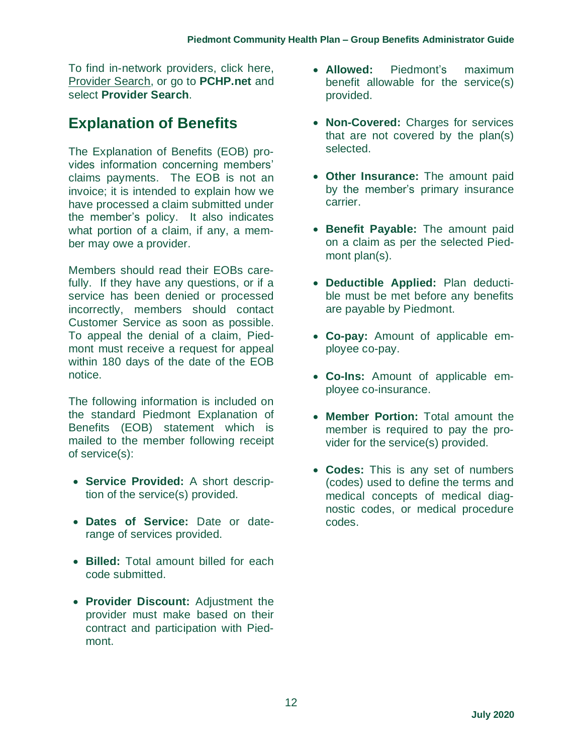To find in-network providers, click here, Provider Search, or go to **PCHP.net** and select **Provider Search**.

## Explanation of Benefits

The Explanation of Benefits (EOB) provides information concerning members' claims payments. The EOB is not an invoice; it is intended to explain how we have processed a claim submitted under the member's policy. It also indicates what portion of a claim, if any, a member may owe a provider.

Members should read their EOBs carefully. If they have any questions, or if a service has been denied or processed incorrectly, members should contact Customer Service as soon as possible. To appeal the denial of a claim, Piedmont must receive a request for appeal within 180 days of the date of the EOB notice.

The following information is included on the standard Piedmont Explanation of Benefits (EOB) statement which is mailed to the member following receipt of service(s):

- **Service Provided:** A short description of the service(s) provided.
- **Dates of Service:** Date or date-range of services provided.
- **Billed:** Total amount billed for each code submitted.
- **Provider Discount:** Adjustment the provider must make based on their contract and participation with Piedmont.
- **Allowed:** Piedmont's maximum benefit allowable for the service(s) provided.
- **Non-Covered:** Charges for services that are not covered by the plan(s) selected.
- **Other Insurance:** The amount paid by the member's primary insurance carrier.
- **Benefit Payable:** The amount paid on a claim as per the selected Piedmont plan(s).
- **Deductible Applied:** Plan deductible must be met before any benefits are payable by Piedmont.
- **Co-pay:** Amount of applicable employee co-pay.
- **Co-Ins:** Amount of applicable employee co-insurance.
- **Member Portion:** Total amount the member is required to pay the provider for the service(s) provided.
- **Codes:** This is any set of numbers (codes) used to define the terms and medical concepts of medical diagnostic codes, or medical procedure codes.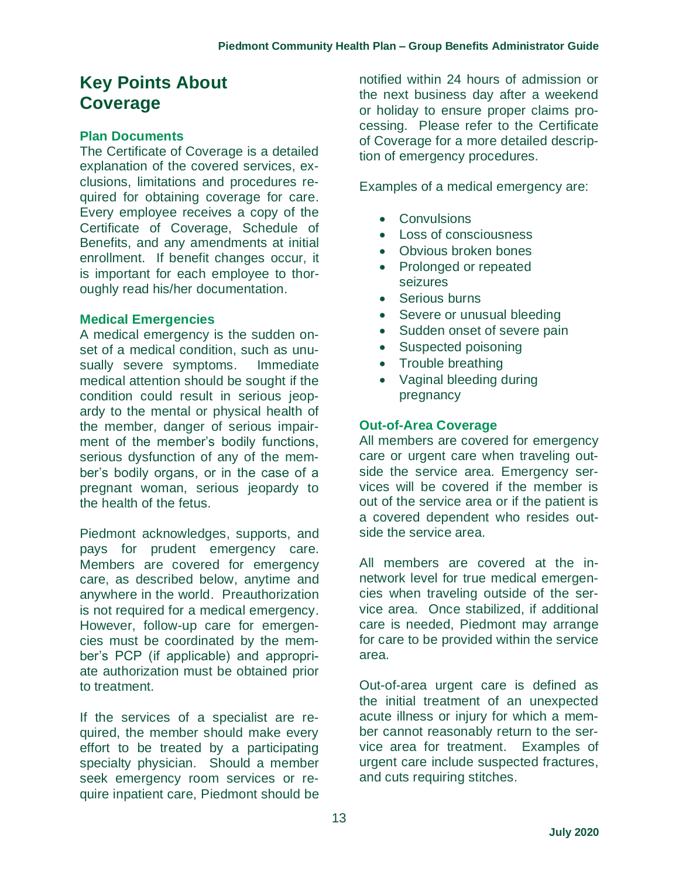# Key Points About Coverage

### Plan Documents

The Certificate of Coverage is a detailed explanation of the covered services, exclusions, limitations and procedures required for obtaining coverage for care. Every employee receives a copy of the Certificate of Coverage, Schedule of Benefits, and any amendments at initial enrollment. If benefit changes occur, it is important for each employee to thoroughly read his/her documentation.

### Medical Emergencies

A medical emergency is the sudden onset of a medical condition, such as unusually severe symptoms. Immediate medical attention should be sought if the condition could result in serious jeopardy to the mental or physical health of the member, danger of serious impairment of the member's bodily functions, serious dysfunction of any of the member's bodily organs, or in the case of a pregnant woman, serious jeopardy to the health of the fetus.

Piedmont acknowledges, supports, and pays for prudent emergency care. Members are covered for emergency care, as described below, anytime and anywhere in the world. Preauthorization is not required for a medical emergency. However, follow-up care for emergencies must be coordinated by the member's PCP (if applicable) and appropriate authorization must be obtained prior to treatment.

If the services of a specialist are required, the member should make every effort to be treated by a participating specialty physician. Should a member seek emergency room services or require inpatient care, Piedmont should be notified within 24 hours of admission or the next business day after a weekend or holiday to ensure proper claims processing. Please refer to the Certificate of Coverage for a more detailed description of emergency procedures.

Examples of a medical emergency are:

- Convulsions
- Loss of consciousness
- Obvious broken bones
- Prolonged or repeated seizures
- Serious burns
- Severe or unusual bleeding
- Sudden onset of severe pain
- Suspected poisoning
- Trouble breathing
- Vaginal bleeding during pregnancy

### Out-of-Area Coverage

All members are covered for emergency care or urgent care when traveling outside the service area. Emergency services will be covered if the member is out of the service area or if the patient is a covered dependent who resides outside the service area.

All members are covered at the in-network level for true medical emergencies when traveling outside of the service area. Once stabilized, if additional care is needed, Piedmont may arrange for care to be provided within the service area.

Out-of-area urgent care is defined as the initial treatment of an unexpected acute illness or injury for which a member cannot reasonably return to the service area for treatment. Examples of urgent care include suspected fractures, and cuts requiring stitches.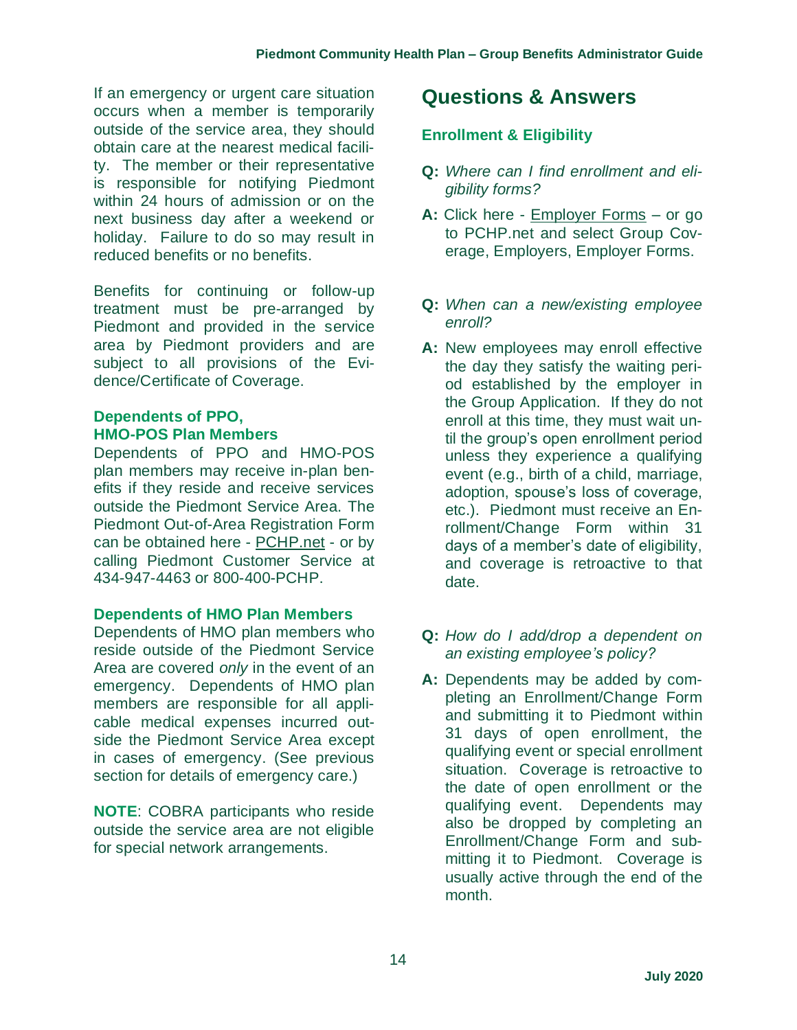If an emergency or urgent care situation occurs when a member is temporarily outside of the service area, they should obtain care at the nearest medical facility. The member or their representative is responsible for notifying Piedmont within 24 hours of admission or on the next business day after a weekend or holiday. Failure to do so may result in reduced benefits or no benefits.

Benefits for continuing or follow-up treatment must be pre-arranged by Piedmont and provided in the service area by Piedmont providers and are subject to all provisions of the Evidence/Certificate of Coverage.

### Dependents of PPO, HMO-POS Plan Members

Dependents of PPO and HMO-POS plan members may receive in-plan benefits if they reside and receive services outside the Piedmont Service Area. The Piedmont Out-of-Area Registration Form can be obtained here - PCHP.net - or by calling Piedmont Customer Service at 434-947-4463 or 800-400-PCHP.

### Dependents of HMO Plan Members

Dependents of HMO plan members who reside outside of the Piedmont Service Area are covered *only* in the event of an emergency. Dependents of HMO plan members are responsible for all applicable medical expenses incurred outside the Piedmont Service Area except in cases of emergency. (See previous section for details of emergency care.)

**NOTE**: COBRA participants who reside outside the service area are not eligible for special network arrangements.

# Questions & Answers

## Enrollment & Eligibility

**Q:** *Where can I find enrollment and eligibility forms?*

**A:** Click here - Employer Forms – or go to PCHP.net and select Group Coverage, Employers, Employer Forms.

**Q:** *When can a new/existing employee enroll?*

**A:** New employees may enroll effective the day they satisfy the waiting period established by the employer in the Group Application. If they do not enroll at this time, they must wait until the group's open enrollment period unless they experience a qualifying event (e.g., birth of a child, marriage, adoption, spouse's loss of coverage, etc.). Piedmont must receive an Enrollment/Change Form within 31 days of a member's date of eligibility, and coverage is retroactive to that date.

**Q:** *How do I add/drop a dependent on an existing employee's policy?*

**A:** Dependents may be added by completing an Enrollment/Change Form and submitting it to Piedmont within 31 days of open enrollment, the qualifying event or special enrollment situation. Coverage is retroactive to the date of open enrollment or the qualifying event. Dependents may also be dropped by completing an Enrollment/Change Form and submitting it to Piedmont. Coverage is usually active through the end of the month.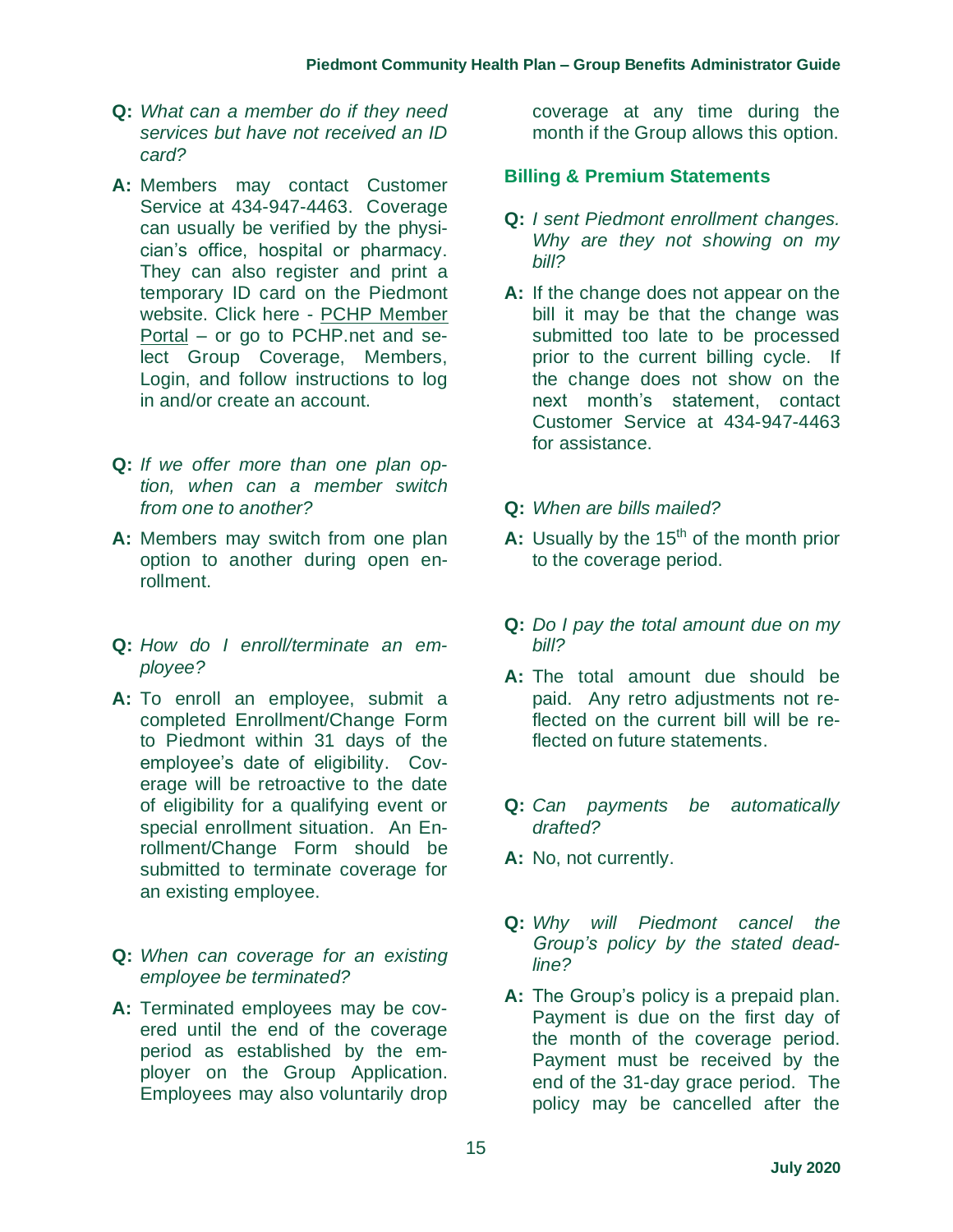**Q:** *What can a member do if they need services but have not received an ID card?*

**A:** Members may contact Customer Service at 434-947-4463. Coverage can usually be verified by the physician's office, hospital or pharmacy. They can also register and print a temporary ID card on the Piedmont website. Click here - PCHP Member Portal – or go to PCHP.net and select Group Coverage, Members, Login, and follow instructions to log in and/or create an account.

**Q:** *If we offer more than one plan option, when can a member switch from one to another?*

**A:** Members may switch from one plan option to another during open enrollment.

**Q:** *How do I enroll/terminate an employee?*

**A:** To enroll an employee, submit a completed Enrollment/Change Form to Piedmont within 31 days of the employee's date of eligibility. Coverage will be retroactive to the date of eligibility for a qualifying event or special enrollment situation. An Enrollment/Change Form should be submitted to terminate coverage for an existing employee.

**Q:** *When can coverage for an existing employee be terminated?*

**A:** Terminated employees may be covered until the end of the coverage period as established by the employer on the Group Application. Employees may also voluntarily drop coverage at any time during the month if the Group allows this option.

## Billing & Premium Statements

**Q:** *I sent Piedmont enrollment changes. Why are they not showing on my bill?*

**A:** If the change does not appear on the bill it may be that the change was submitted too late to be processed prior to the current billing cycle. If the change does not show on the next month's statement, contact Customer Service at 434-947-4463 for assistance.

**Q:** *When are bills mailed?*

**A:** Usually by the 15th of the month prior to the coverage period.

**Q:** *Do I pay the total amount due on my bill?*

**A:** The total amount due should be paid. Any retro adjustments not reflected on the current bill will be reflected on future statements.

**Q:** *Can payments be automatically drafted?*

**A:** No, not currently.

**Q:** *Why will Piedmont cancel the Group's policy by the stated deadline?*

**A:** The Group's policy is a prepaid plan. Payment is due on the first day of the month of the coverage period. Payment must be received by the end of the 31-day grace period. The policy may be cancelled after the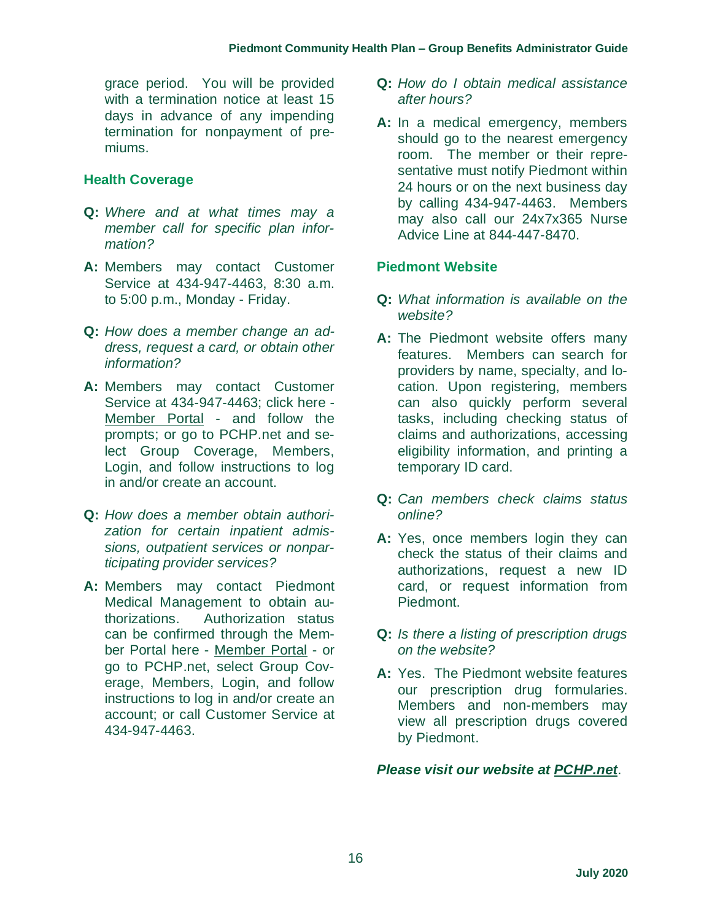grace period. You will be provided with a termination notice at least 15 days in advance of any impending termination for nonpayment of premiums.

## Health Coverage

**Q:** *Where and at what times may a member call for specific plan information?*

**A:** Members may contact Customer Service at 434-947-4463, 8:30 a.m. to 5:00 p.m., Monday - Friday.

**Q:** *How does a member change an address, request a card, or obtain other information?*

**A:** Members may contact Customer Service at 434-947-4463; click here - Member Portal - and follow the prompts; or go to PCHP.net and select Group Coverage, Members, Login, and follow instructions to log in and/or create an account.

**Q:** *How does a member obtain authorization for certain inpatient admissions, outpatient services or nonparticipating provider services?*

**A:** Members may contact Piedmont Medical Management to obtain authorizations. Authorization status can be confirmed through the Member Portal here - Member Portal - or go to PCHP.net, select Group Coverage, Members, Login, and follow instructions to log in and/or create an account; or call Customer Service at 434-947-4463.

**Q:** *How do I obtain medical assistance after hours?*

**A:** In a medical emergency, members should go to the nearest emergency room. The member or their representative must notify Piedmont within 24 hours or on the next business day by calling 434-947-4463. Members may also call our 24x7x365 Nurse Advice Line at 844-447-8470.

## Piedmont Website

**Q:** *What information is available on the website?*

**A:** The Piedmont website offers many features. Members can search for providers by name, specialty, and location. Upon registering, members can also quickly perform several tasks, including checking status of claims and authorizations, accessing eligibility information, and printing a temporary ID card.

**Q:** *Can members check claims status online?*

**A:** Yes, once members login they can check the status of their claims and authorizations, request a new ID card, or request information from Piedmont.

**Q:** *Is there a listing of prescription drugs on the website?*

**A:** Yes. The Piedmont website features our prescription drug formularies. Members and non-members may view all prescription drugs covered by Piedmont.

***Please visit our website at PCHP.net***.